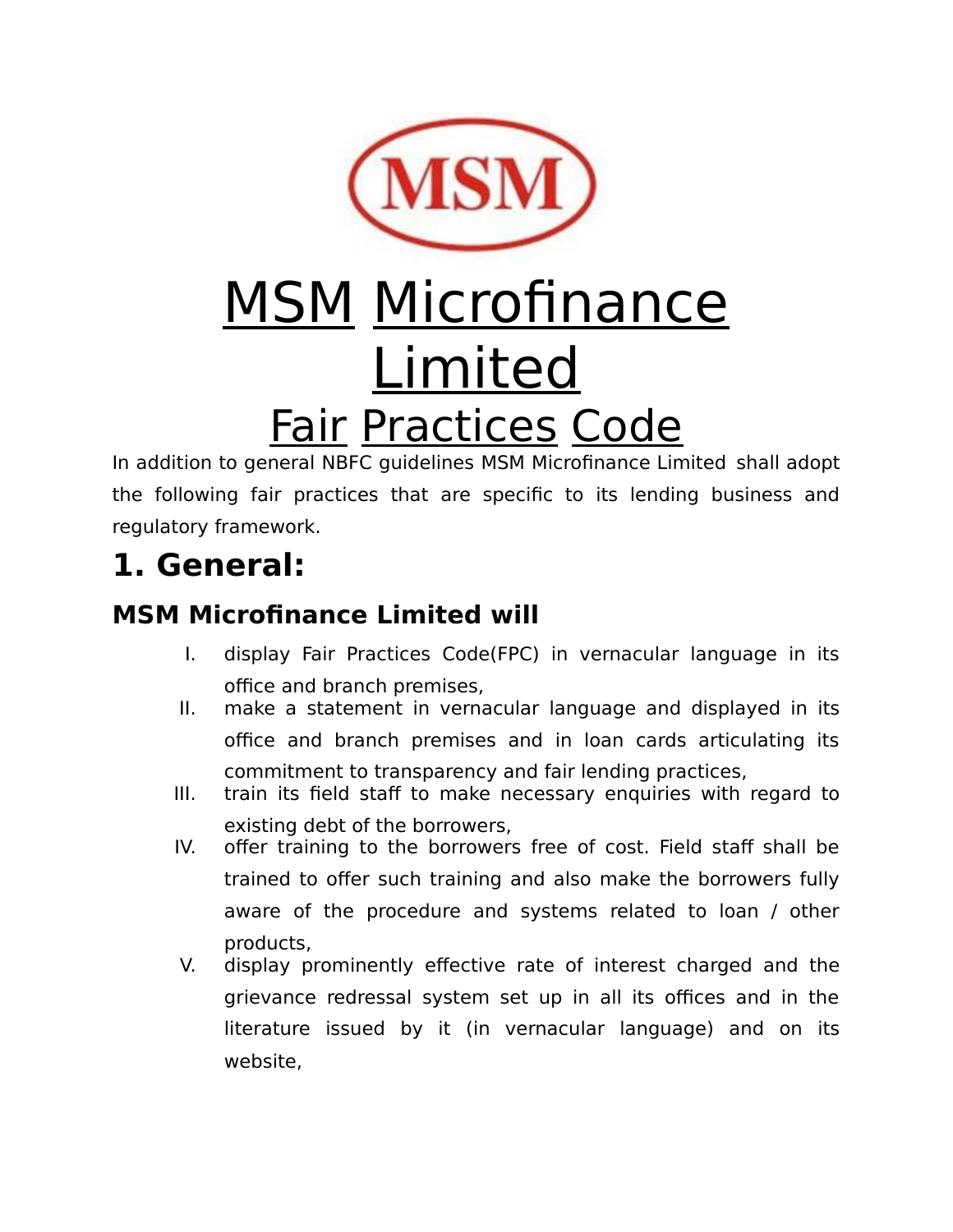# MSM Microfinance Limited

## Fair Practices Code

In addition to general NBFC guidelines MSM Microfinance Limited shall adopt the following fair practices that are specific to its lending business and regulatory framework.

## 1. General:

### MSM Microfinance Limited will

I. display Fair Practices Code(FPC) in vernacular language in its office and branch premises,

II. make a statement in vernacular language and displayed in its office and branch premises and in loan cards articulating its commitment to transparency and fair lending practices,

III. train its field staff to make necessary enquiries with regard to existing debt of the borrowers,

IV. offer training to the borrowers free of cost. Field staff shall be trained to offer such training and also make the borrowers fully aware of the procedure and systems related to loan / other products,

V. display prominently effective rate of interest charged and the grievance redressal system set up in all its offices and in the literature issued by it (in vernacular language) and on its website,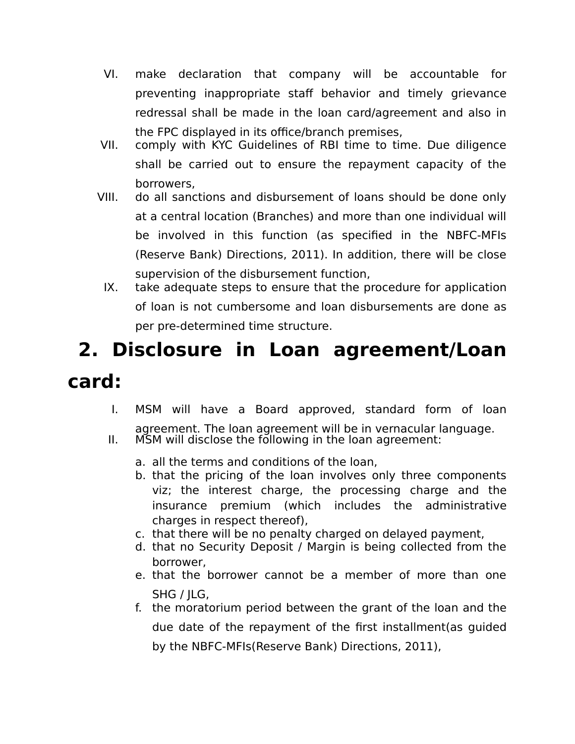VI. make declaration that company will be accountable for preventing inappropriate staff behavior and timely grievance redressal shall be made in the loan card/agreement and also in the FPC displayed in its office/branch premises,

VII. comply with KYC Guidelines of RBI time to time. Due diligence shall be carried out to ensure the repayment capacity of the borrowers,

VIII. do all sanctions and disbursement of loans should be done only at a central location (Branches) and more than one individual will be involved in this function (as specified in the NBFC-MFIs (Reserve Bank) Directions, 2011). In addition, there will be close supervision of the disbursement function,

IX. take adequate steps to ensure that the procedure for application of loan is not cumbersome and loan disbursements are done as per pre-determined time structure.

## 2. Disclosure in Loan agreement/Loan card:

I. MSM will have a Board approved, standard form of loan agreement. The loan agreement will be in vernacular language.

II. MSM will disclose the following in the loan agreement:

a. all the terms and conditions of the loan,
b. that the pricing of the loan involves only three components viz; the interest charge, the processing charge and the insurance premium (which includes the administrative charges in respect thereof),
c. that there will be no penalty charged on delayed payment,
d. that no Security Deposit / Margin is being collected from the borrower,
e. that the borrower cannot be a member of more than one SHG / JLG,
f. the moratorium period between the grant of the loan and the due date of the repayment of the first installment(as guided by the NBFC-MFIs(Reserve Bank) Directions, 2011),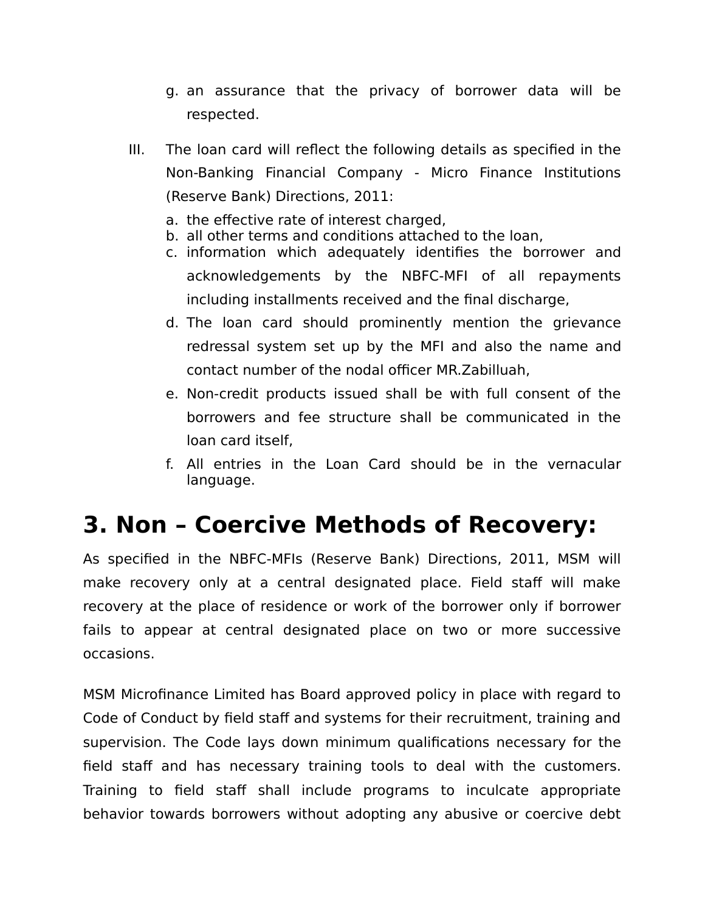g. an assurance that the privacy of borrower data will be respected.

III. The loan card will reflect the following details as specified in the Non-Banking Financial Company - Micro Finance Institutions (Reserve Bank) Directions, 2011:

a. the effective rate of interest charged,
b. all other terms and conditions attached to the loan,
c. information which adequately identifies the borrower and acknowledgements by the NBFC-MFI of all repayments including installments received and the final discharge,
d. The loan card should prominently mention the grievance redressal system set up by the MFI and also the name and contact number of the nodal officer MR.Zabilluah,
e. Non-credit products issued shall be with full consent of the borrowers and fee structure shall be communicated in the loan card itself,
f. All entries in the Loan Card should be in the vernacular language.

# 3. Non – Coercive Methods of Recovery:

As specified in the NBFC-MFIs (Reserve Bank) Directions, 2011, MSM will make recovery only at a central designated place. Field staff will make recovery at the place of residence or work of the borrower only if borrower fails to appear at central designated place on two or more successive occasions.

MSM Microfinance Limited has Board approved policy in place with regard to Code of Conduct by field staff and systems for their recruitment, training and supervision. The Code lays down minimum qualifications necessary for the field staff and has necessary training tools to deal with the customers. Training to field staff shall include programs to inculcate appropriate behavior towards borrowers without adopting any abusive or coercive debt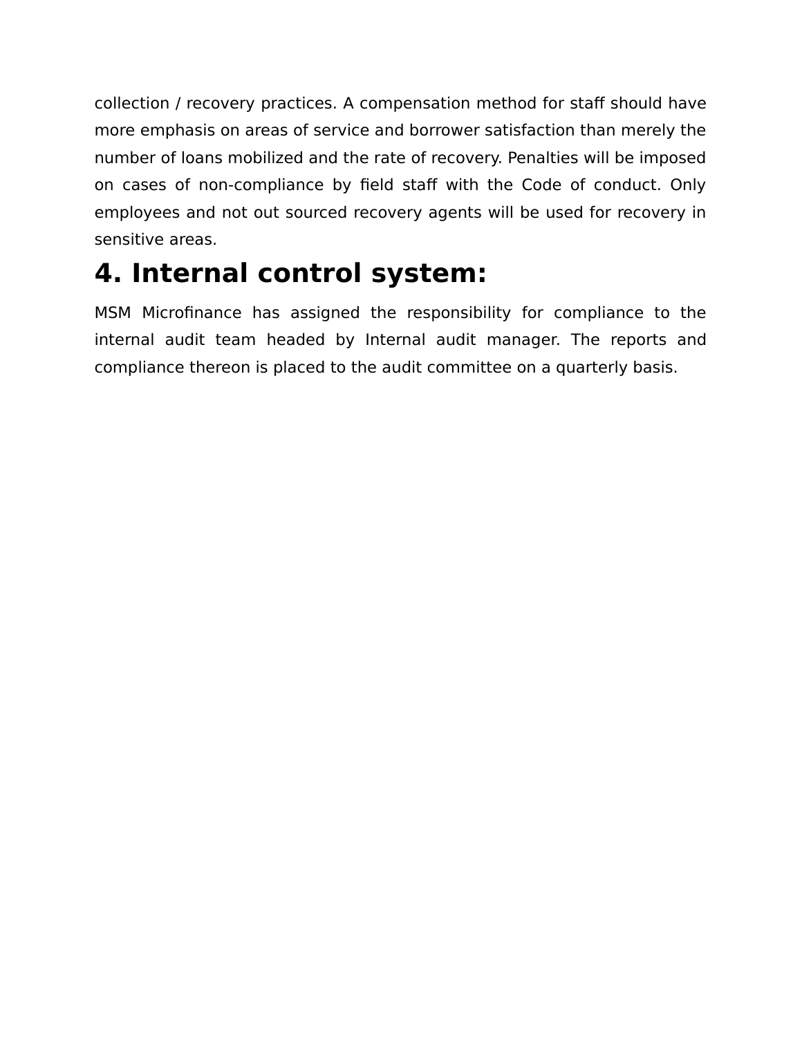collection / recovery practices. A compensation method for staff should have more emphasis on areas of service and borrower satisfaction than merely the number of loans mobilized and the rate of recovery. Penalties will be imposed on cases of non-compliance by field staff with the Code of conduct. Only employees and not out sourced recovery agents will be used for recovery in sensitive areas.

# 4. Internal control system:

MSM Microfinance has assigned the responsibility for compliance to the internal audit team headed by Internal audit manager. The reports and compliance thereon is placed to the audit committee on a quarterly basis.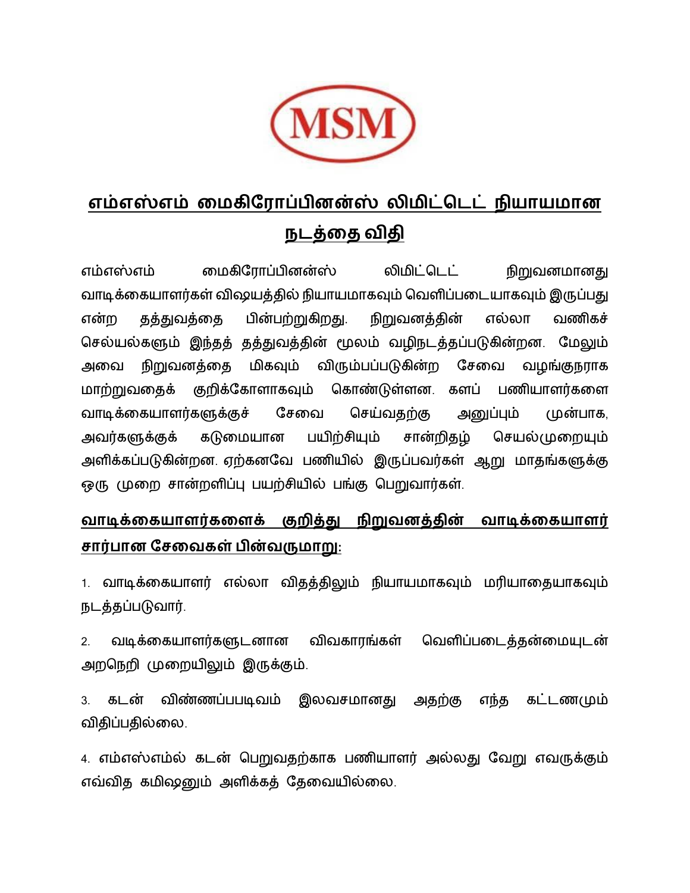MSM

# எம்எஸ்எம் மைகிரோப்பினன்ஸ் லிமிட்டெட் நியாயமான நடத்தை விதி

எம்எஸ்எம் மைகிரோப்பினன்ஸ் லிமிட்டெட் நிறுவனமானது வாடிக்கையாளர்கள் விஷயத்தில் நியாயமாகவும் வெளிப்படையாகவும் இருப்பது என்ற தத்துவத்தை பின்பற்றுகிறது. நிறுவனத்தின் எல்லா வணிகச் செல்யல்களும் இந்தத் தத்துவத்தின் மூலம் வழிநடத்தப்படுகின்றன. மேலும் அவை நிறுவனத்தை மிகவும் விரும்பப்படுகின்ற சேவை வழங்குநராக மாற்றுவதைக் குறிக்கோளாகவும் கொண்டுள்ளன. களப் பணியாளர்களை வாடிக்கையாளர்களுக்குச் சேவை செய்வதற்கு அனுப்பும் முன்பாக, அவர்களுக்குக் கடுமையான பயிற்சியும் சான்றிதழ் செயல்முறையும் அளிக்கப்படுகின்றன. ஏற்கனவே பணியில் இருப்பவர்கள் ஆறு மாதங்களுக்கு ஒரு முறை சான்றளிப்பு பயற்சியில் பங்கு பெறுவார்கள்.

## வாடிக்கையாளர்களைக் குறித்து நிறுவனத்தின் வாடிக்கையாளர் சார்பான சேவைகள் பின்வருமாறு:

1. வாடிக்கையாளர் எல்லா விதத்திலும் நியாயமாகவும் மரியாதையாகவும் நடத்தப்படுவார்.

2. வடிக்கையாளர்களுடனான விவகாரங்கள் வெளிப்படைத்தன்மையுடன் அறநெறி முறையிலும் இருக்கும்.

3. கடன் விண்ணப்பபடிவம் இலவசமானது அதற்கு எந்த கட்டணமும் விதிப்பதில்லை.

4. எம்எஸ்எம்ல் கடன் பெறுவதற்காக பணியாளர் அல்லது வேறு எவருக்கும் எவ்வித கமிஷனும் அளிக்கத் தேவையில்லை.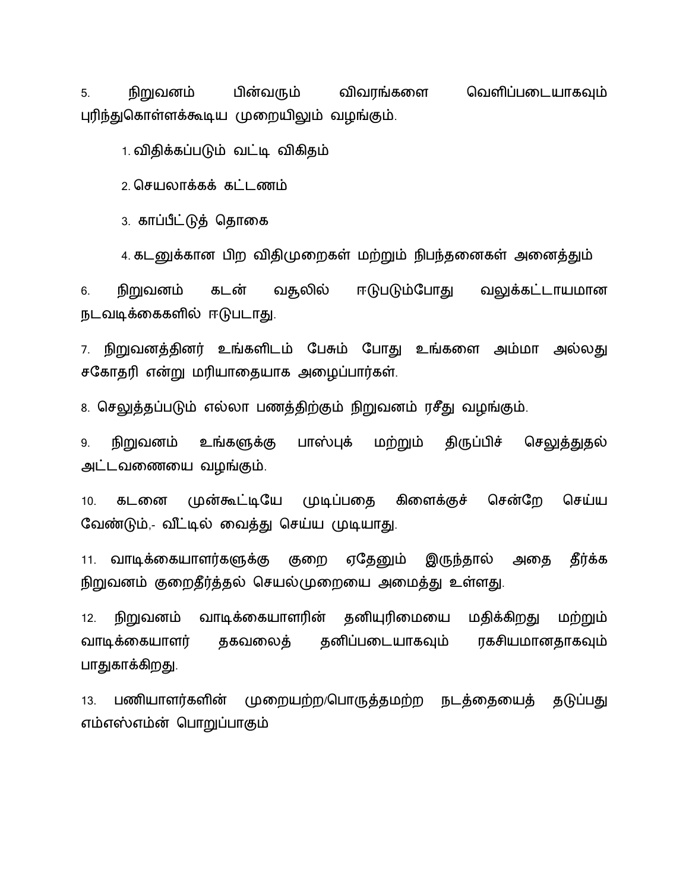5. நிறுவனம் பின்வரும் விவரங்களை வெளிப்படையாகவும் புரிந்துகொள்ளக்கூடிய முறையிலும் வழங்கும்.

1. விதிக்கப்படும் வட்டி விகிதம்
2. செயலாக்கக் கட்டணம்
3. காப்பீட்டுத் தொகை
4. கடனுக்கான பிற விதிமுறைகள் மற்றும் நிபந்தனைகள் அனைத்தும்

6. நிறுவனம் கடன் வசூலில் ஈடுபடும்போது வலுக்கட்டாயமான நடவடிக்கைகளில் ஈடுபடாது.

7. நிறுவனத்தினர் உங்களிடம் பேசும் போது உங்களை அம்மா அல்லது சகோதரி என்று மரியாதையாக அழைப்பார்கள்.

8. செலுத்தப்படும் எல்லா பணத்திற்கும் நிறுவனம் ரசீது வழங்கும்.

9. நிறுவனம் உங்களுக்கு பாஸ்புக் மற்றும் திருப்பிச் செலுத்துதல் அட்டவணையை வழங்கும்.

10. கடனை முன்கூட்டியே முடிப்பதை கிளைக்குச் சென்றே செய்ய வேண்டும்,- வீட்டில் வைத்து செய்ய முடியாது.

11. வாடிக்கையாளர்களுக்கு குறை ஏதேனும் இருந்தால் அதை தீர்க்க நிறுவனம் குறைதீர்த்தல் செயல்முறையை அமைத்து உள்ளது.

12. நிறுவனம் வாடிக்கையாளரின் தனியுரிமையை மதிக்கிறது மற்றும் வாடிக்கையாளர் தகவலைத் தனிப்படையாகவும் ரகசியமானதாகவும் பாதுகாக்கிறது.

13. பணியாளர்களின் முறையற்ற/பொருத்தமற்ற நடத்தையைத் தடுப்பது எம்எஸ்எம்ன் பொறுப்பாகும்